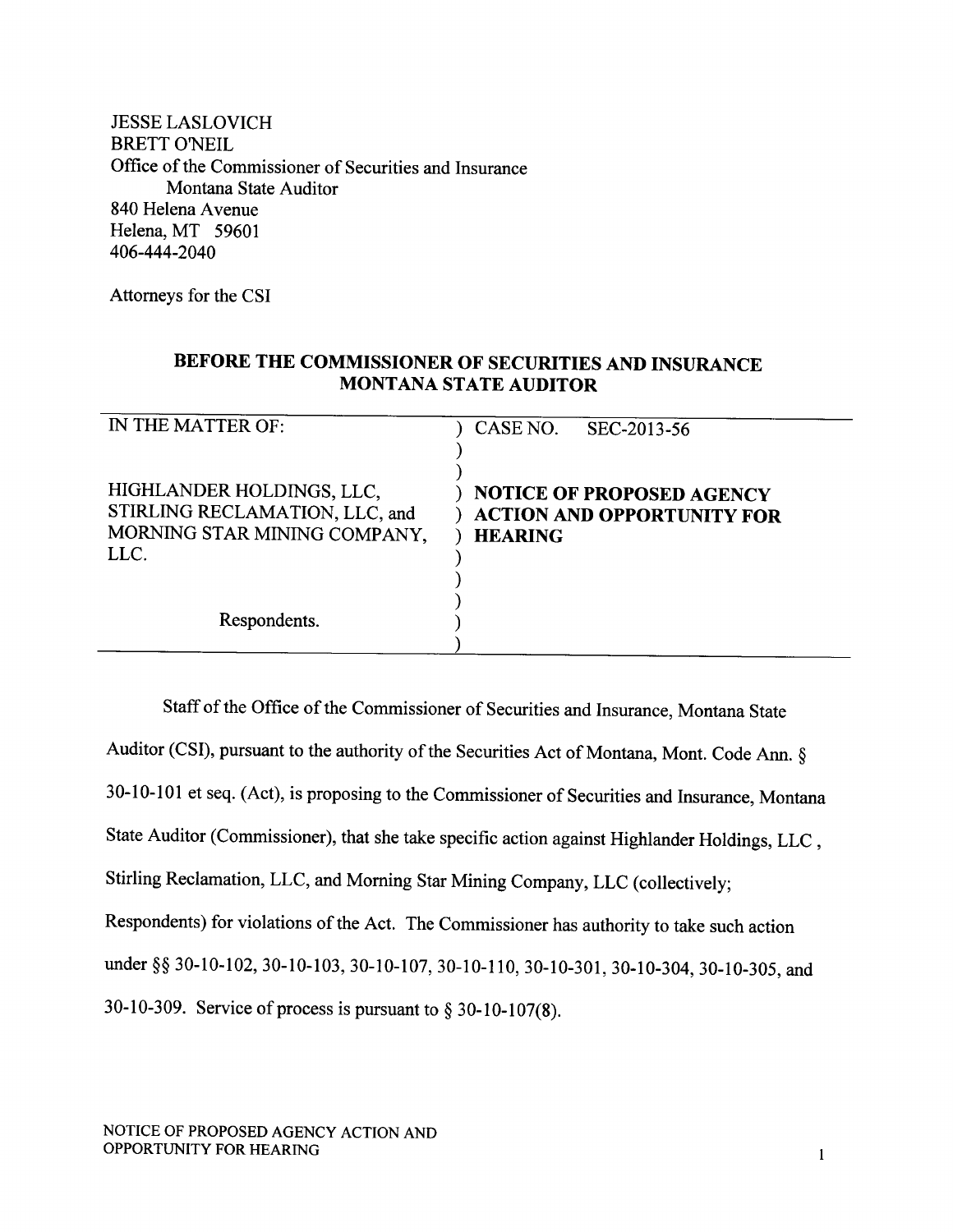JESSE LASLOVICH
BRETT O'NEIL
Office of the Commissioner of Securities and Insurance
Montana State Auditor
840 Helena Avenue
Helena, MT 59601
406-444-2040

Attorneys for the CSI

**BEFORE THE COMMISSIONER OF SECURITIES AND INSURANCE**
**MONTANA STATE AUDITOR**

| IN THE MATTER OF: | CASE NO. SEC-2013-56 |
|---|---|
| HIGHLANDER HOLDINGS, LLC, STIRLING RECLAMATION, LLC, and MORNING STAR MINING COMPANY, LLC. | **NOTICE OF PROPOSED AGENCY ACTION AND OPPORTUNITY FOR HEARING** |
| Respondents. | |

Staff of the Office of the Commissioner of Securities and Insurance, Montana State Auditor (CSI), pursuant to the authority of the Securities Act of Montana, Mont. Code Ann. § 30-10-101 et seq. (Act), is proposing to the Commissioner of Securities and Insurance, Montana State Auditor (Commissioner), that she take specific action against Highlander Holdings, LLC , Stirling Reclamation, LLC, and Morning Star Mining Company, LLC (collectively; Respondents) for violations of the Act. The Commissioner has authority to take such action under §§ 30-10-102, 30-10-103, 30-10-107, 30-10-110, 30-10-301, 30-10-304, 30-10-305, and 30-10-309. Service of process is pursuant to § 30-10-107(8).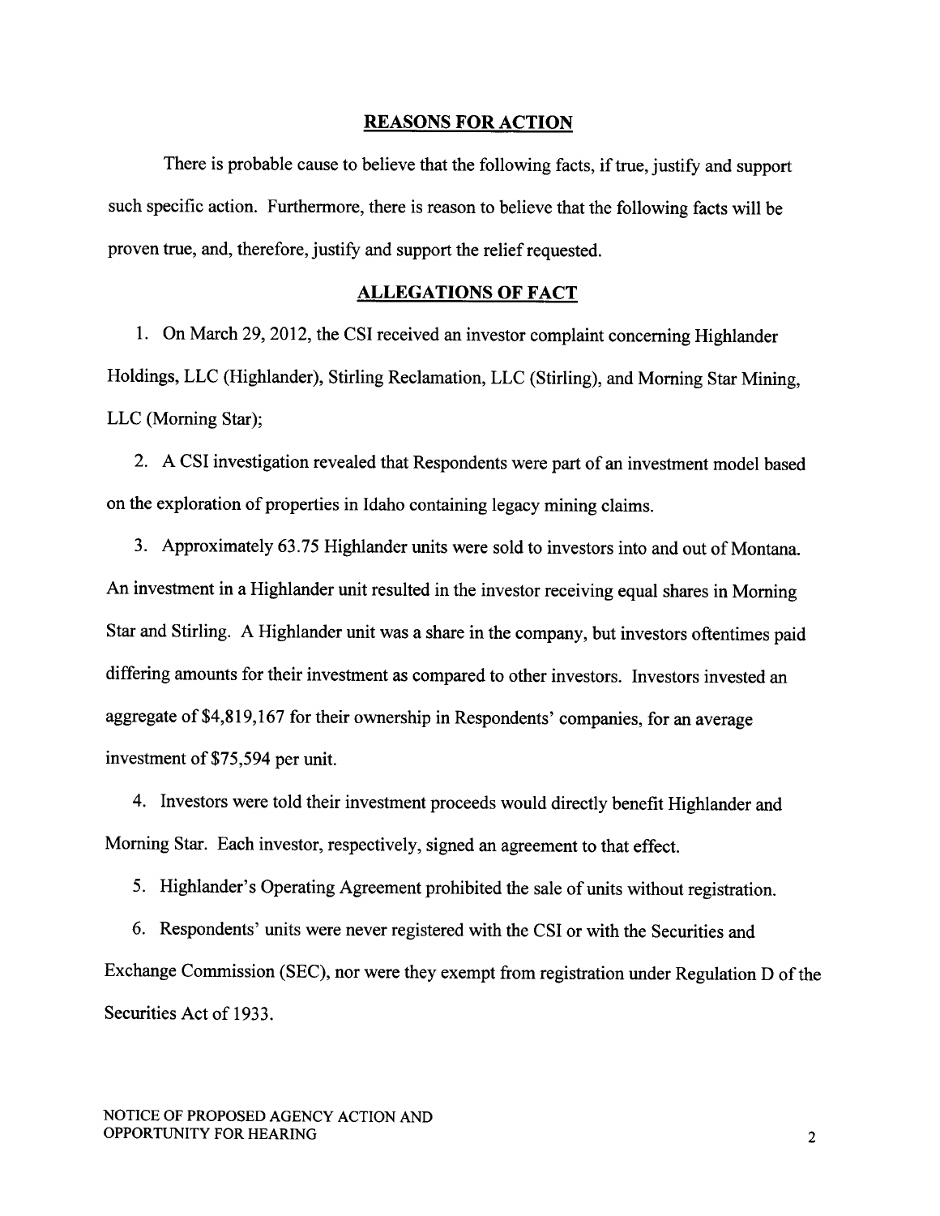## REASONS FOR ACTION

There is probable cause to believe that the following facts, if true, justify and support such specific action. Furthermore, there is reason to believe that the following facts will be proven true, and, therefore, justify and support the relief requested.

## ALLEGATIONS OF FACT

1. On March 29, 2012, the CSI received an investor complaint concerning Highlander Holdings, LLC (Highlander), Stirling Reclamation, LLC (Stirling), and Morning Star Mining, LLC (Morning Star);

2. A CSI investigation revealed that Respondents were part of an investment model based on the exploration of properties in Idaho containing legacy mining claims.

3. Approximately 63.75 Highlander units were sold to investors into and out of Montana. An investment in a Highlander unit resulted in the investor receiving equal shares in Morning Star and Stirling. A Highlander unit was a share in the company, but investors oftentimes paid differing amounts for their investment as compared to other investors. Investors invested an aggregate of $4,819,167 for their ownership in Respondents' companies, for an average investment of $75,594 per unit.

4. Investors were told their investment proceeds would directly benefit Highlander and Morning Star. Each investor, respectively, signed an agreement to that effect.

5. Highlander's Operating Agreement prohibited the sale of units without registration.

6. Respondents' units were never registered with the CSI or with the Securities and Exchange Commission (SEC), nor were they exempt from registration under Regulation D of the Securities Act of 1933.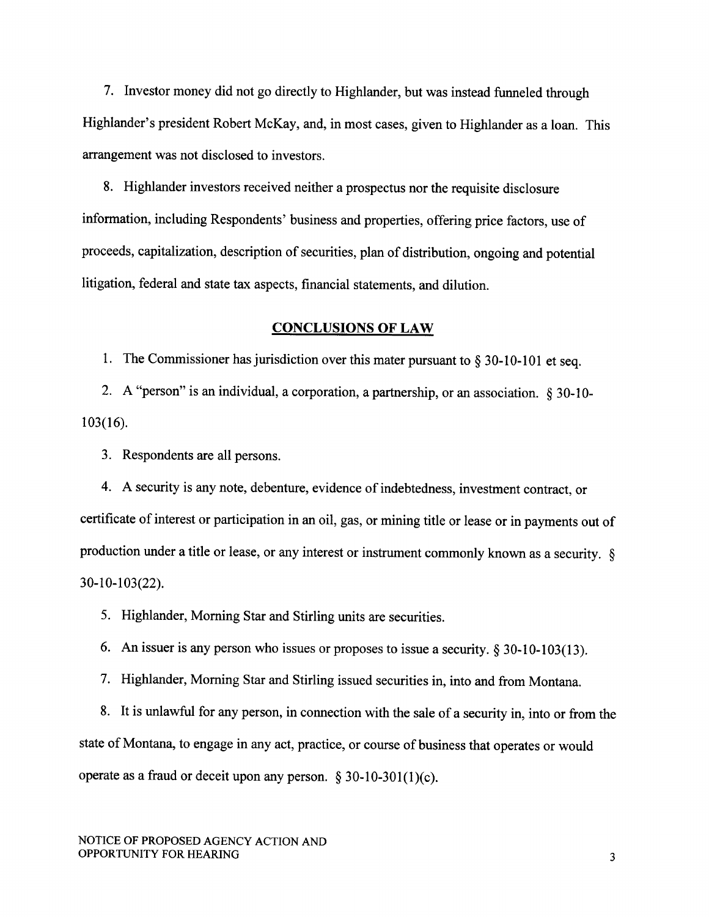7. Investor money did not go directly to Highlander, but was instead funneled through Highlander's president Robert McKay, and, in most cases, given to Highlander as a loan. This arrangement was not disclosed to investors.

8. Highlander investors received neither a prospectus nor the requisite disclosure information, including Respondents' business and properties, offering price factors, use of proceeds, capitalization, description of securities, plan of distribution, ongoing and potential litigation, federal and state tax aspects, financial statements, and dilution.

## CONCLUSIONS OF LAW

1. The Commissioner has jurisdiction over this mater pursuant to § 30-10-101 et seq.

2. A "person" is an individual, a corporation, a partnership, or an association. § 30-10-103(16).

3. Respondents are all persons.

4. A security is any note, debenture, evidence of indebtedness, investment contract, or certificate of interest or participation in an oil, gas, or mining title or lease or in payments out of production under a title or lease, or any interest or instrument commonly known as a security. § 30-10-103(22).

5. Highlander, Morning Star and Stirling units are securities.

6. An issuer is any person who issues or proposes to issue a security. § 30-10-103(13).

7. Highlander, Morning Star and Stirling issued securities in, into and from Montana.

8. It is unlawful for any person, in connection with the sale of a security in, into or from the state of Montana, to engage in any act, practice, or course of business that operates or would operate as a fraud or deceit upon any person. § 30-10-301(1)(c).

NOTICE OF PROPOSED AGENCY ACTION AND OPPORTUNITY FOR HEARING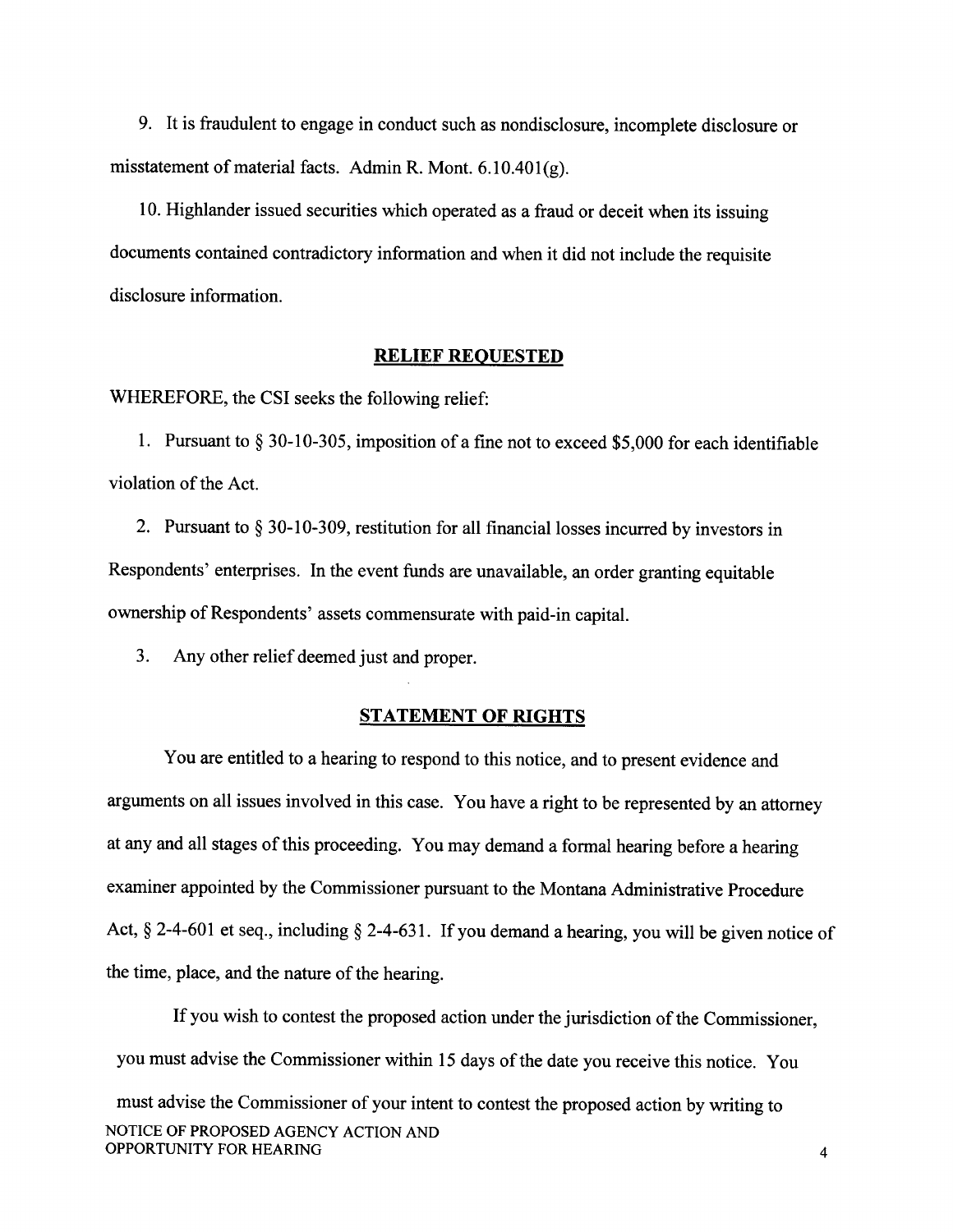9. It is fraudulent to engage in conduct such as nondisclosure, incomplete disclosure or misstatement of material facts. Admin R. Mont. 6.10.401(g).

10. Highlander issued securities which operated as a fraud or deceit when its issuing documents contained contradictory information and when it did not include the requisite disclosure information.

## RELIEF REQUESTED

WHEREFORE, the CSI seeks the following relief:

1. Pursuant to § 30-10-305, imposition of a fine not to exceed $5,000 for each identifiable violation of the Act.

2. Pursuant to § 30-10-309, restitution for all financial losses incurred by investors in Respondents' enterprises. In the event funds are unavailable, an order granting equitable ownership of Respondents' assets commensurate with paid-in capital.

3. Any other relief deemed just and proper.

## STATEMENT OF RIGHTS

You are entitled to a hearing to respond to this notice, and to present evidence and arguments on all issues involved in this case. You have a right to be represented by an attorney at any and all stages of this proceeding. You may demand a formal hearing before a hearing examiner appointed by the Commissioner pursuant to the Montana Administrative Procedure Act, § 2-4-601 et seq., including § 2-4-631. If you demand a hearing, you will be given notice of the time, place, and the nature of the hearing.

If you wish to contest the proposed action under the jurisdiction of the Commissioner, you must advise the Commissioner within 15 days of the date you receive this notice. You must advise the Commissioner of your intent to contest the proposed action by writing to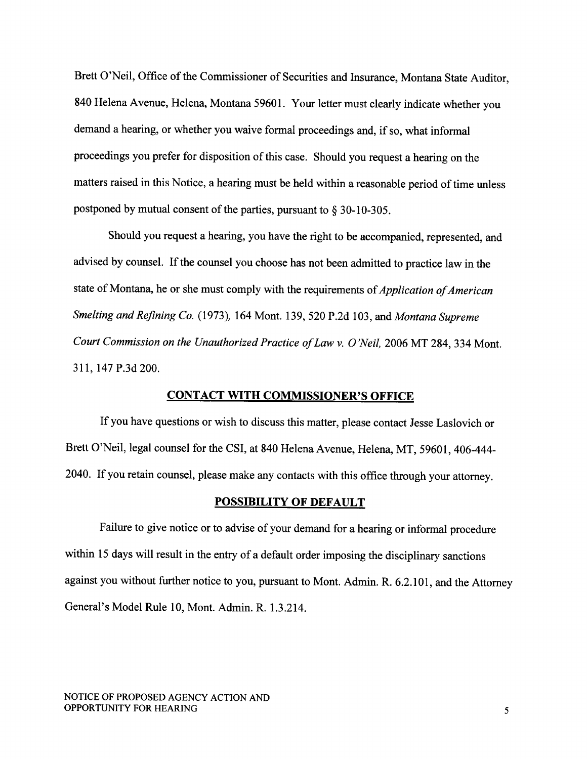Brett O'Neil, Office of the Commissioner of Securities and Insurance, Montana State Auditor, 840 Helena Avenue, Helena, Montana 59601. Your letter must clearly indicate whether you demand a hearing, or whether you waive formal proceedings and, if so, what informal proceedings you prefer for disposition of this case. Should you request a hearing on the matters raised in this Notice, a hearing must be held within a reasonable period of time unless postponed by mutual consent of the parties, pursuant to § 30-10-305.

Should you request a hearing, you have the right to be accompanied, represented, and advised by counsel. If the counsel you choose has not been admitted to practice law in the state of Montana, he or she must comply with the requirements of *Application of American Smelting and Refining Co.* (1973), 164 Mont. 139, 520 P.2d 103, and *Montana Supreme Court Commission on the Unauthorized Practice of Law v. O'Neil,* 2006 MT 284, 334 Mont. 311, 147 P.3d 200.

## CONTACT WITH COMMISSIONER'S OFFICE

If you have questions or wish to discuss this matter, please contact Jesse Laslovich or Brett O'Neil, legal counsel for the CSI, at 840 Helena Avenue, Helena, MT, 59601, 406-444-2040. If you retain counsel, please make any contacts with this office through your attorney.

## POSSIBILITY OF DEFAULT

Failure to give notice or to advise of your demand for a hearing or informal procedure within 15 days will result in the entry of a default order imposing the disciplinary sanctions against you without further notice to you, pursuant to Mont. Admin. R. 6.2.101, and the Attorney General's Model Rule 10, Mont. Admin. R. 1.3.214.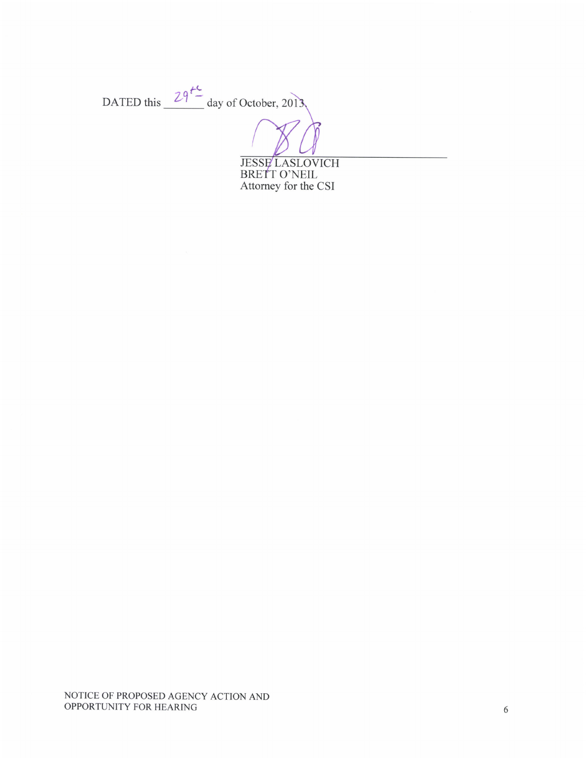DATED this 29th day of October, 2013.

JESSE LASLOVICH
BRETT O'NEIL
Attorney for the CSI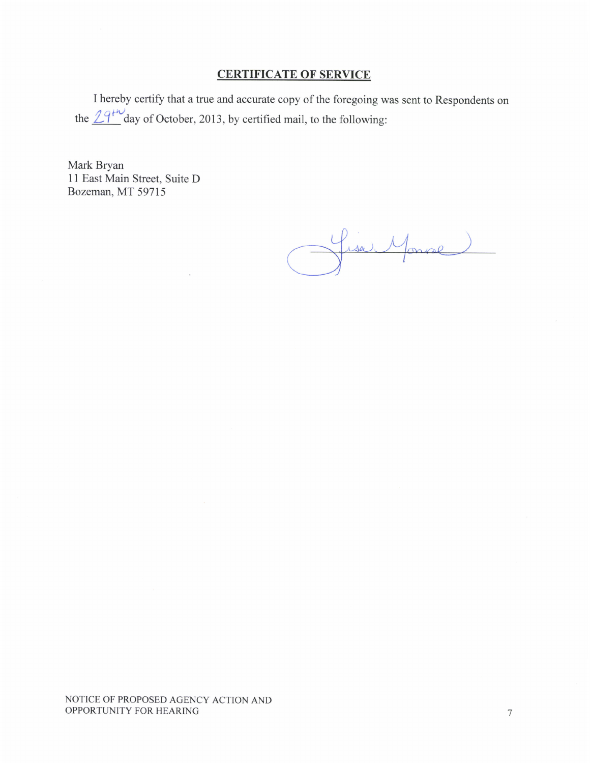## CERTIFICATE OF SERVICE

I hereby certify that a true and accurate copy of the foregoing was sent to Respondents on the 29th day of October, 2013, by certified mail, to the following:

Mark Bryan
11 East Main Street, Suite D
Bozeman, MT 59715

Lisa Monroe